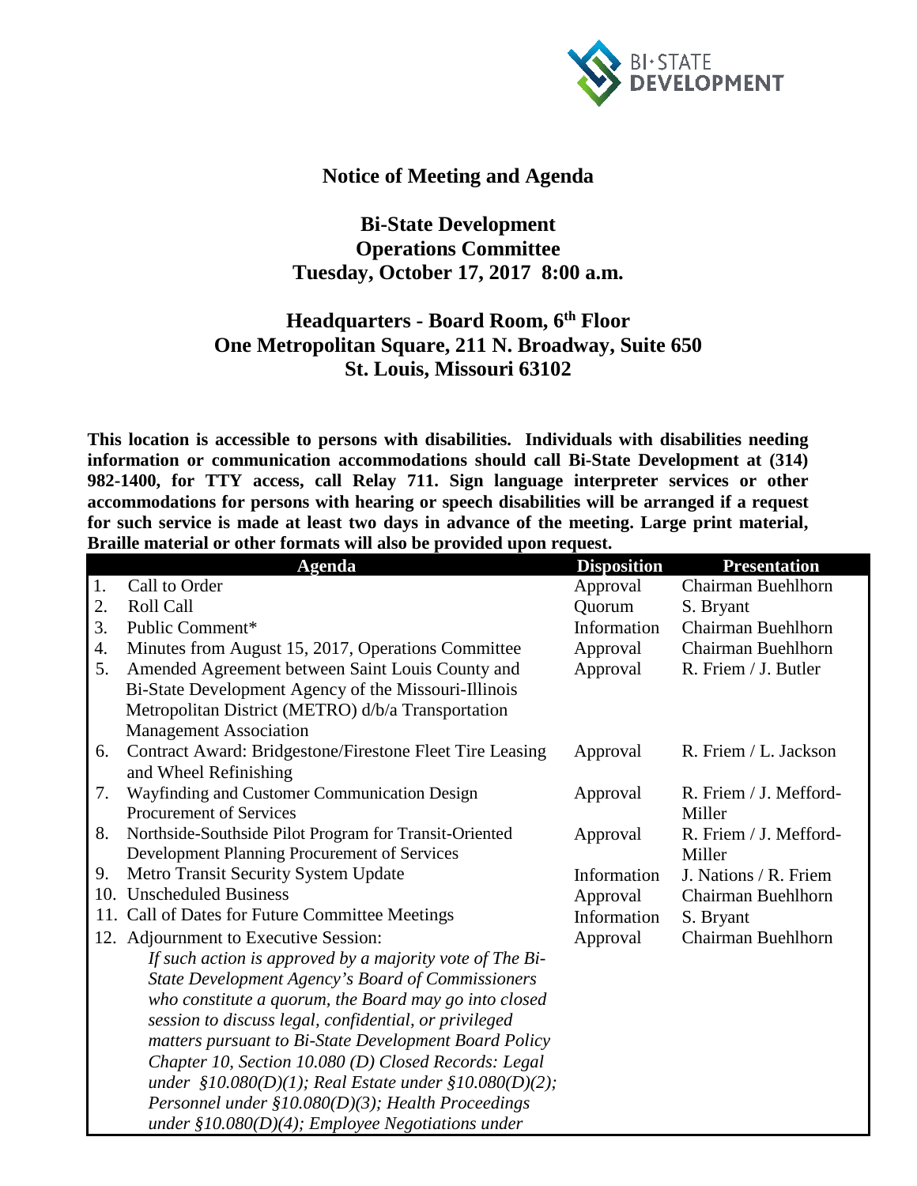# Notice of Meeting and Agenda

## Bi-State Development
## Operations Committee
## Tuesday, October 17, 2017 8:00 a.m.

### Headquarters - Board Room, 6th Floor
### One Metropolitan Square, 211 N. Broadway, Suite 650
### St. Louis, Missouri 63102

**This location is accessible to persons with disabilities. Individuals with disabilities needing information or communication accommodations should call Bi-State Development at (314) 982-1400, for TTY access, call Relay 711. Sign language interpreter services or other accommodations for persons with hearing or speech disabilities will be arranged if a request for such service is made at least two days in advance of the meeting. Large print material, Braille material or other formats will also be provided upon request.**

| | Agenda | Disposition | Presentation |
|---|---|---|---|
| 1. | Call to Order | Approval | Chairman Buehlhorn |
| 2. | Roll Call | Quorum | S. Bryant |
| 3. | Public Comment* | Information | Chairman Buehlhorn |
| 4. | Minutes from August 15, 2017, Operations Committee | Approval | Chairman Buehlhorn |
| 5. | Amended Agreement between Saint Louis County and Bi-State Development Agency of the Missouri-Illinois Metropolitan District (METRO) d/b/a Transportation Management Association | Approval | R. Friem / J. Butler |
| 6. | Contract Award: Bridgestone/Firestone Fleet Tire Leasing and Wheel Refinishing | Approval | R. Friem / L. Jackson |
| 7. | Wayfinding and Customer Communication Design Procurement of Services | Approval | R. Friem / J. Mefford-Miller |
| 8. | Northside-Southside Pilot Program for Transit-Oriented Development Planning Procurement of Services | Approval | R. Friem / J. Mefford-Miller |
| 9. | Metro Transit Security System Update | Information | J. Nations / R. Friem |
| 10. | Unscheduled Business | Approval | Chairman Buehlhorn |
| 11. | Call of Dates for Future Committee Meetings | Information | S. Bryant |
| 12. | Adjournment to Executive Session: *If such action is approved by a majority vote of The Bi-State Development Agency's Board of Commissioners who constitute a quorum, the Board may go into closed session to discuss legal, confidential, or privileged matters pursuant to Bi-State Development Board Policy Chapter 10, Section 10.080 (D) Closed Records: Legal under §10.080(D)(1); Real Estate under §10.080(D)(2); Personnel under §10.080(D)(3); Health Proceedings under §10.080(D)(4); Employee Negotiations under* | Approval | Chairman Buehlhorn |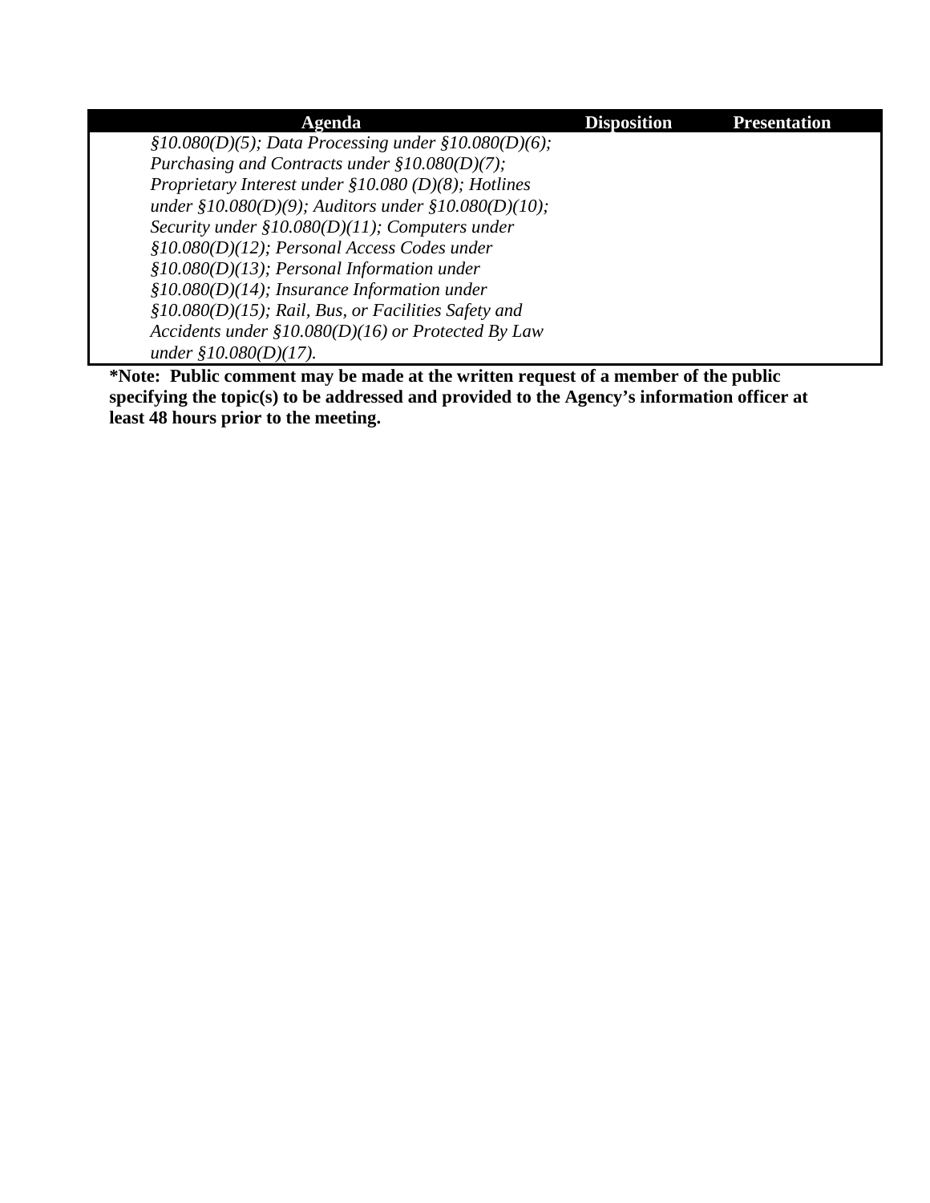| Agenda | Disposition | Presentation |
|---|---|---|
| *§10.080(D)(5); Data Processing under §10.080(D)(6); Purchasing and Contracts under §10.080(D)(7); Proprietary Interest under §10.080 (D)(8); Hotlines under §10.080(D)(9); Auditors under §10.080(D)(10); Security under §10.080(D)(11); Computers under §10.080(D)(12); Personal Access Codes under §10.080(D)(13); Personal Information under §10.080(D)(14); Insurance Information under §10.080(D)(15); Rail, Bus, or Facilities Safety and Accidents under §10.080(D)(16) or Protected By Law under §10.080(D)(17).* | | |

**\*Note: Public comment may be made at the written request of a member of the public specifying the topic(s) to be addressed and provided to the Agency's information officer at least 48 hours prior to the meeting.**